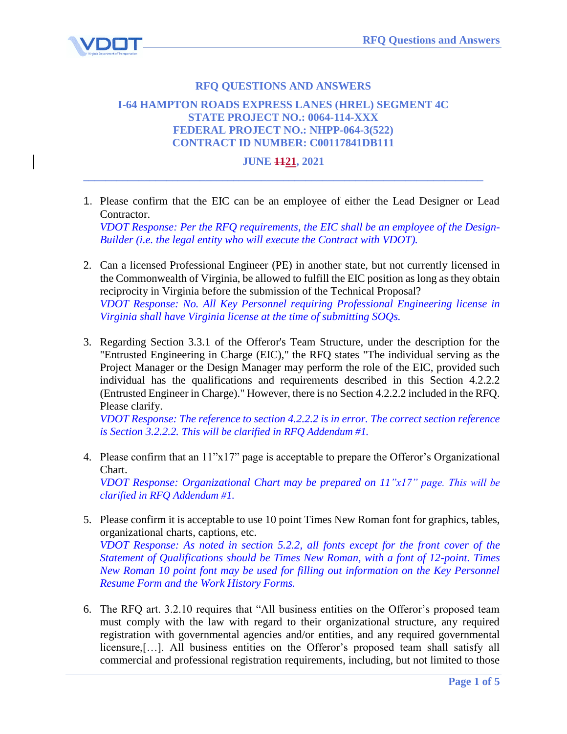# RFQ QUESTIONS AND ANSWERS

## I-64 HAMPTON ROADS EXPRESS LANES (HREL) SEGMENT 4C
## STATE PROJECT NO.: 0064-114-XXX
## FEDERAL PROJECT NO.: NHPP-064-3(522)
## CONTRACT ID NUMBER: C00117841DB111

**JUNE ~~11~~21, 2021**

---

1. Please confirm that the EIC can be an employee of either the Lead Designer or Lead Contractor.
   *VDOT Response: Per the RFQ requirements, the EIC shall be an employee of the Design-Builder (i.e. the legal entity who will execute the Contract with VDOT).*

2. Can a licensed Professional Engineer (PE) in another state, but not currently licensed in the Commonwealth of Virginia, be allowed to fulfill the EIC position as long as they obtain reciprocity in Virginia before the submission of the Technical Proposal?
   *VDOT Response: No. All Key Personnel requiring Professional Engineering license in Virginia shall have Virginia license at the time of submitting SOQs.*

3. Regarding Section 3.3.1 of the Offeror's Team Structure, under the description for the "Entrusted Engineering in Charge (EIC)," the RFQ states "The individual serving as the Project Manager or the Design Manager may perform the role of the EIC, provided such individual has the qualifications and requirements described in this Section 4.2.2.2 (Entrusted Engineer in Charge)." However, there is no Section 4.2.2.2 included in the RFQ. Please clarify.
   *VDOT Response: The reference to section 4.2.2.2 is in error. The correct section reference is Section 3.2.2.2. This will be clarified in RFQ Addendum #1.*

4. Please confirm that an 11"x17" page is acceptable to prepare the Offeror's Organizational Chart.
   *VDOT Response: Organizational Chart may be prepared on 11"x17" page. This will be clarified in RFQ Addendum #1.*

5. Please confirm it is acceptable to use 10 point Times New Roman font for graphics, tables, organizational charts, captions, etc.
   *VDOT Response: As noted in section 5.2.2, all fonts except for the front cover of the Statement of Qualifications should be Times New Roman, with a font of 12-point. Times New Roman 10 point font may be used for filling out information on the Key Personnel Resume Form and the Work History Forms.*

6. The RFQ art. 3.2.10 requires that "All business entities on the Offeror's proposed team must comply with the law with regard to their organizational structure, any required registration with governmental agencies and/or entities, and any required governmental licensure,[…]. All business entities on the Offeror's proposed team shall satisfy all commercial and professional registration requirements, including, but not limited to those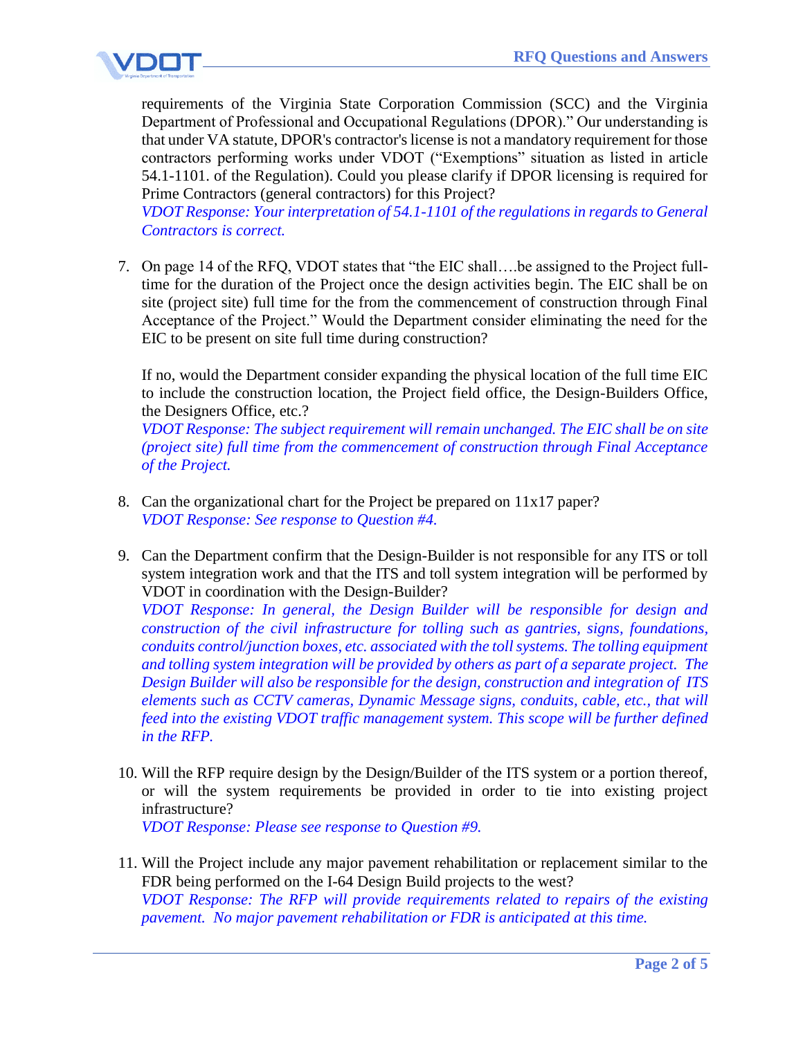requirements of the Virginia State Corporation Commission (SCC) and the Virginia Department of Professional and Occupational Regulations (DPOR)." Our understanding is that under VA statute, DPOR's contractor's license is not a mandatory requirement for those contractors performing works under VDOT ("Exemptions" situation as listed in article 54.1-1101. of the Regulation). Could you please clarify if DPOR licensing is required for Prime Contractors (general contractors) for this Project?
*VDOT Response: Your interpretation of 54.1-1101 of the regulations in regards to General Contractors is correct.*

7. On page 14 of the RFQ, VDOT states that "the EIC shall….be assigned to the Project full-time for the duration of the Project once the design activities begin. The EIC shall be on site (project site) full time for the from the commencement of construction through Final Acceptance of the Project." Would the Department consider eliminating the need for the EIC to be present on site full time during construction?

   If no, would the Department consider expanding the physical location of the full time EIC to include the construction location, the Project field office, the Design-Builders Office, the Designers Office, etc.?
   *VDOT Response: The subject requirement will remain unchanged. The EIC shall be on site (project site) full time from the commencement of construction through Final Acceptance of the Project.*

8. Can the organizational chart for the Project be prepared on 11x17 paper?
   *VDOT Response: See response to Question #4.*

9. Can the Department confirm that the Design-Builder is not responsible for any ITS or toll system integration work and that the ITS and toll system integration will be performed by VDOT in coordination with the Design-Builder?
   *VDOT Response: In general, the Design Builder will be responsible for design and construction of the civil infrastructure for tolling such as gantries, signs, foundations, conduits control/junction boxes, etc. associated with the toll systems. The tolling equipment and tolling system integration will be provided by others as part of a separate project. The Design Builder will also be responsible for the design, construction and integration of ITS elements such as CCTV cameras, Dynamic Message signs, conduits, cable, etc., that will feed into the existing VDOT traffic management system. This scope will be further defined in the RFP.*

10. Will the RFP require design by the Design/Builder of the ITS system or a portion thereof, or will the system requirements be provided in order to tie into existing project infrastructure?
    *VDOT Response: Please see response to Question #9.*

11. Will the Project include any major pavement rehabilitation or replacement similar to the FDR being performed on the I-64 Design Build projects to the west?
    *VDOT Response: The RFP will provide requirements related to repairs of the existing pavement. No major pavement rehabilitation or FDR is anticipated at this time.*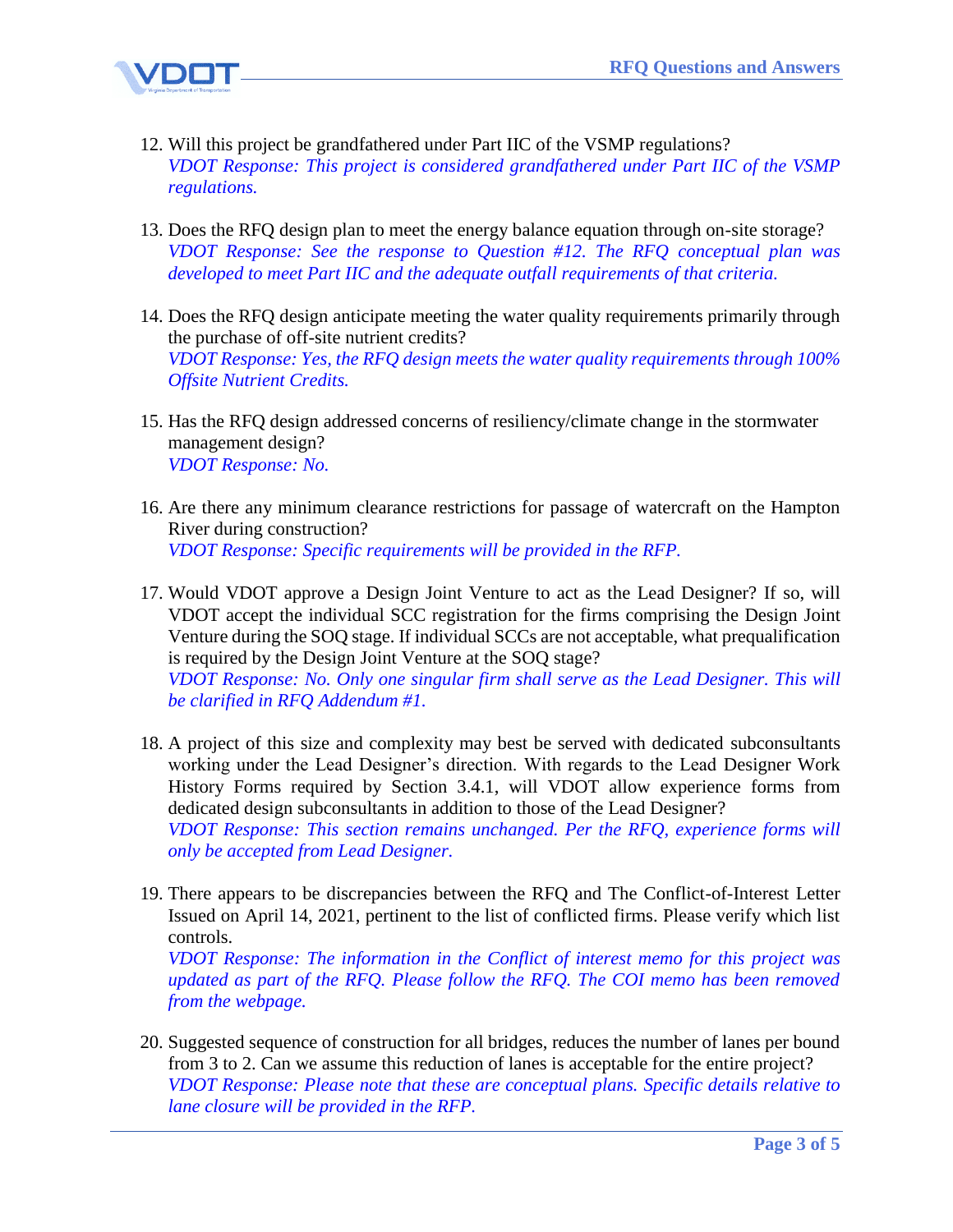12. Will this project be grandfathered under Part IIC of the VSMP regulations?
    *VDOT Response: This project is considered grandfathered under Part IIC of the VSMP regulations.*

13. Does the RFQ design plan to meet the energy balance equation through on-site storage?
    *VDOT Response: See the response to Question #12. The RFQ conceptual plan was developed to meet Part IIC and the adequate outfall requirements of that criteria.*

14. Does the RFQ design anticipate meeting the water quality requirements primarily through the purchase of off-site nutrient credits?
    *VDOT Response: Yes, the RFQ design meets the water quality requirements through 100% Offsite Nutrient Credits.*

15. Has the RFQ design addressed concerns of resiliency/climate change in the stormwater management design?
    *VDOT Response: No.*

16. Are there any minimum clearance restrictions for passage of watercraft on the Hampton River during construction?
    *VDOT Response: Specific requirements will be provided in the RFP.*

17. Would VDOT approve a Design Joint Venture to act as the Lead Designer? If so, will VDOT accept the individual SCC registration for the firms comprising the Design Joint Venture during the SOQ stage. If individual SCCs are not acceptable, what prequalification is required by the Design Joint Venture at the SOQ stage?
    *VDOT Response: No. Only one singular firm shall serve as the Lead Designer. This will be clarified in RFQ Addendum #1.*

18. A project of this size and complexity may best be served with dedicated subconsultants working under the Lead Designer's direction. With regards to the Lead Designer Work History Forms required by Section 3.4.1, will VDOT allow experience forms from dedicated design subconsultants in addition to those of the Lead Designer?
    *VDOT Response: This section remains unchanged. Per the RFQ, experience forms will only be accepted from Lead Designer.*

19. There appears to be discrepancies between the RFQ and The Conflict-of-Interest Letter Issued on April 14, 2021, pertinent to the list of conflicted firms. Please verify which list controls.
    *VDOT Response: The information in the Conflict of interest memo for this project was updated as part of the RFQ. Please follow the RFQ. The COI memo has been removed from the webpage.*

20. Suggested sequence of construction for all bridges, reduces the number of lanes per bound from 3 to 2. Can we assume this reduction of lanes is acceptable for the entire project?
    *VDOT Response: Please note that these are conceptual plans. Specific details relative to lane closure will be provided in the RFP.*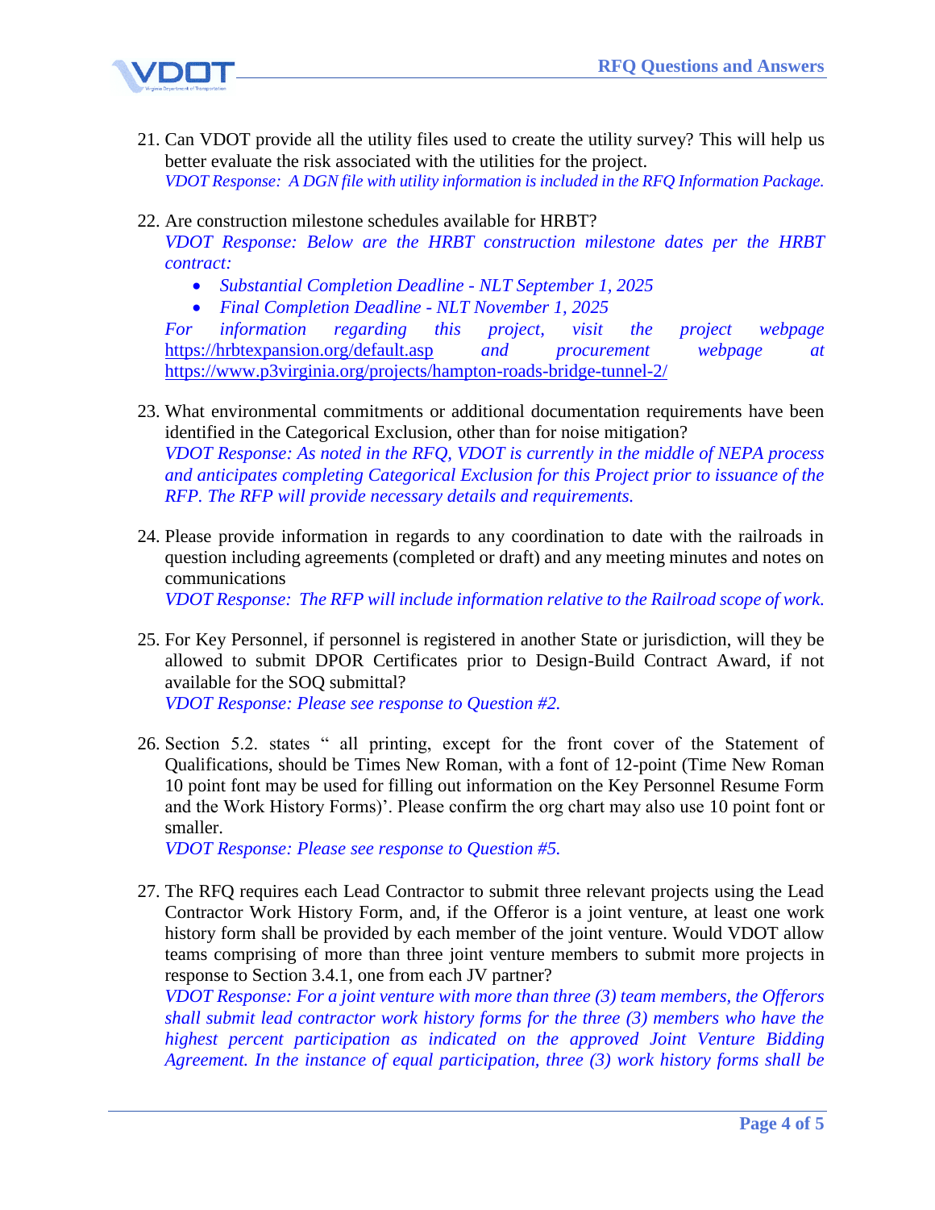21. Can VDOT provide all the utility files used to create the utility survey? This will help us better evaluate the risk associated with the utilities for the project.
    *VDOT Response: A DGN file with utility information is included in the RFQ Information Package.*

22. Are construction milestone schedules available for HRBT?
    *VDOT Response: Below are the HRBT construction milestone dates per the HRBT contract:*
    - *Substantial Completion Deadline - NLT September 1, 2025*
    - *Final Completion Deadline - NLT November 1, 2025*

    *For information regarding this project, visit the project webpage* https://hrbtexpansion.org/default.asp *and procurement webpage at* https://www.p3virginia.org/projects/hampton-roads-bridge-tunnel-2/

23. What environmental commitments or additional documentation requirements have been identified in the Categorical Exclusion, other than for noise mitigation?
    *VDOT Response: As noted in the RFQ, VDOT is currently in the middle of NEPA process and anticipates completing Categorical Exclusion for this Project prior to issuance of the RFP. The RFP will provide necessary details and requirements.*

24. Please provide information in regards to any coordination to date with the railroads in question including agreements (completed or draft) and any meeting minutes and notes on communications
    *VDOT Response: The RFP will include information relative to the Railroad scope of work.*

25. For Key Personnel, if personnel is registered in another State or jurisdiction, will they be allowed to submit DPOR Certificates prior to Design-Build Contract Award, if not available for the SOQ submittal?
    *VDOT Response: Please see response to Question #2.*

26. Section 5.2. states " all printing, except for the front cover of the Statement of Qualifications, should be Times New Roman, with a font of 12-point (Time New Roman 10 point font may be used for filling out information on the Key Personnel Resume Form and the Work History Forms)'. Please confirm the org chart may also use 10 point font or smaller.
    *VDOT Response: Please see response to Question #5.*

27. The RFQ requires each Lead Contractor to submit three relevant projects using the Lead Contractor Work History Form, and, if the Offeror is a joint venture, at least one work history form shall be provided by each member of the joint venture. Would VDOT allow teams comprising of more than three joint venture members to submit more projects in response to Section 3.4.1, one from each JV partner?
    *VDOT Response: For a joint venture with more than three (3) team members, the Offerors shall submit lead contractor work history forms for the three (3) members who have the highest percent participation as indicated on the approved Joint Venture Bidding Agreement. In the instance of equal participation, three (3) work history forms shall be*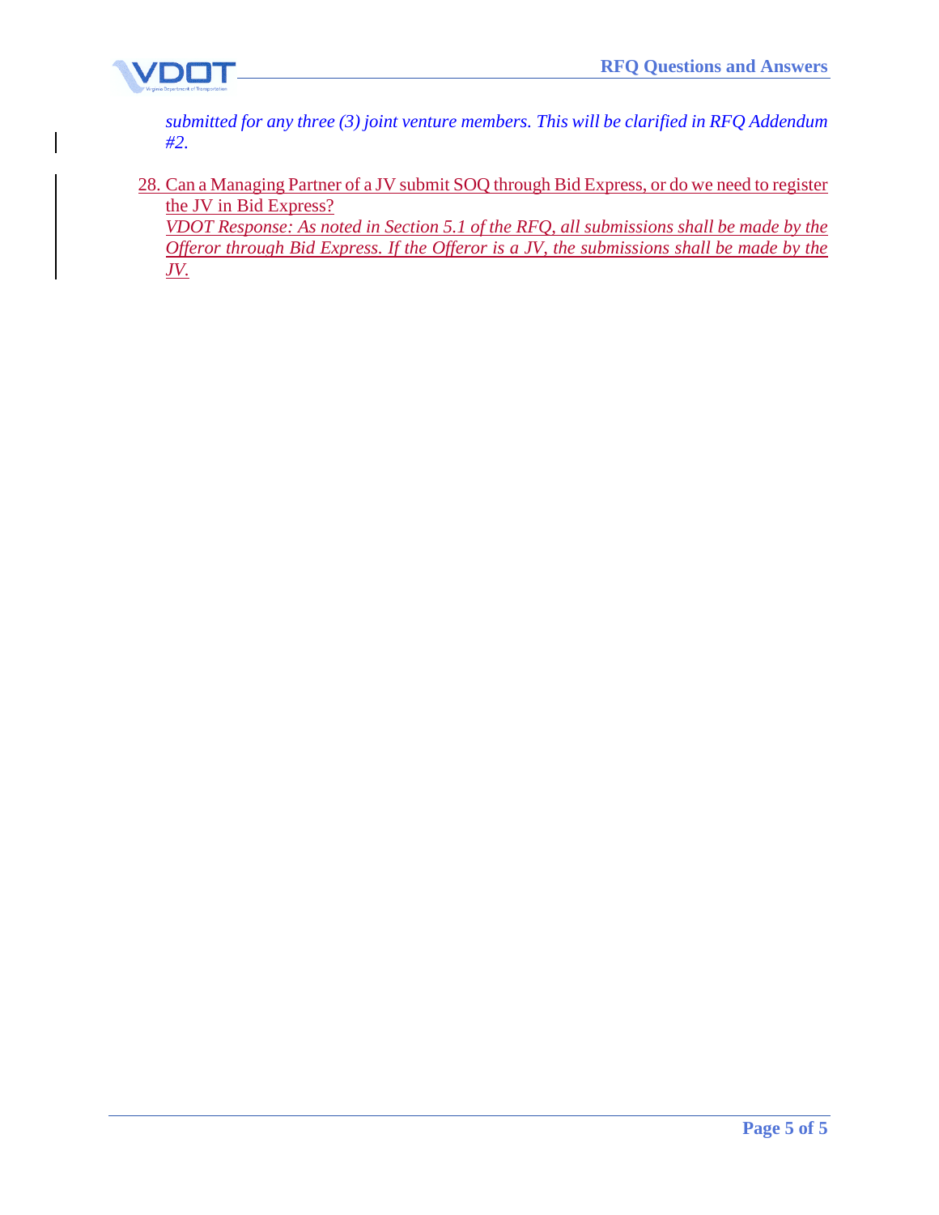*submitted for any three (3) joint venture members. This will be clarified in RFQ Addendum #2.*

28. Can a Managing Partner of a JV submit SOQ through Bid Express, or do we need to register the JV in Bid Express?
    *VDOT Response: As noted in Section 5.1 of the RFQ, all submissions shall be made by the Offeror through Bid Express. If the Offeror is a JV, the submissions shall be made by the JV.*